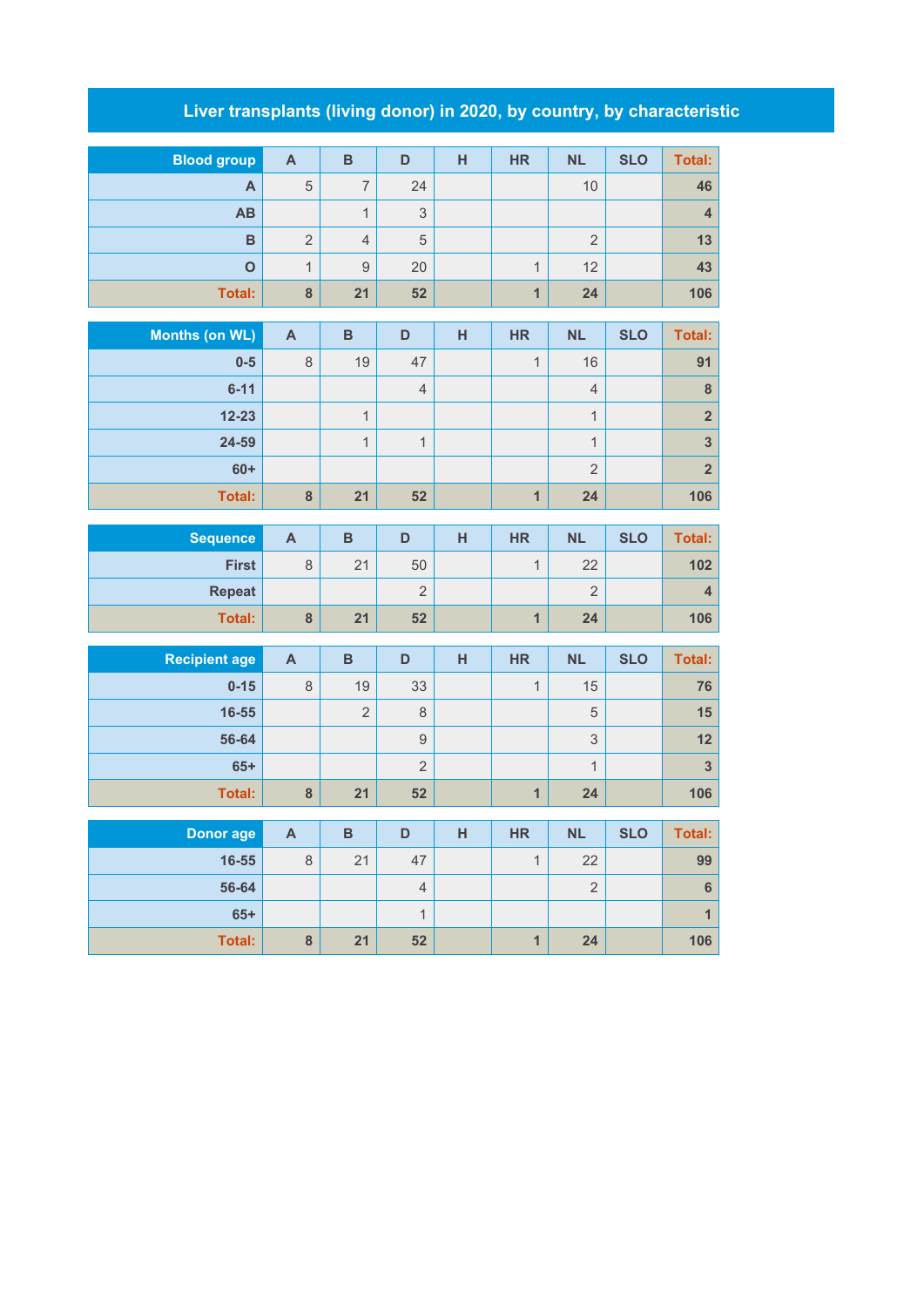# Liver transplants (living donor) in 2020, by country, by characteristic

| Blood group | A | B | D | H | HR | NL | SLO | Total: |
|---|---|---|---|---|---|---|---|---|
| A | 5 | 7 | 24 | | | 10 | | 46 |
| AB | | 1 | 3 | | | | | 4 |
| B | 2 | 4 | 5 | | | 2 | | 13 |
| O | 1 | 9 | 20 | | 1 | 12 | | 43 |
| Total: | 8 | 21 | 52 | | 1 | 24 | | 106 |

| Months (on WL) | A | B | D | H | HR | NL | SLO | Total: |
|---|---|---|---|---|---|---|---|---|
| 0-5 | 8 | 19 | 47 | | 1 | 16 | | 91 |
| 6-11 | | | 4 | | | 4 | | 8 |
| 12-23 | | 1 | | | | 1 | | 2 |
| 24-59 | | 1 | 1 | | | 1 | | 3 |
| 60+ | | | | | | 2 | | 2 |
| Total: | 8 | 21 | 52 | | 1 | 24 | | 106 |

| Sequence | A | B | D | H | HR | NL | SLO | Total: |
|---|---|---|---|---|---|---|---|---|
| First | 8 | 21 | 50 | | 1 | 22 | | 102 |
| Repeat | | | 2 | | | 2 | | 4 |
| Total: | 8 | 21 | 52 | | 1 | 24 | | 106 |

| Recipient age | A | B | D | H | HR | NL | SLO | Total: |
|---|---|---|---|---|---|---|---|---|
| 0-15 | 8 | 19 | 33 | | 1 | 15 | | 76 |
| 16-55 | | 2 | 8 | | | 5 | | 15 |
| 56-64 | | | 9 | | | 3 | | 12 |
| 65+ | | | 2 | | | 1 | | 3 |
| Total: | 8 | 21 | 52 | | 1 | 24 | | 106 |

| Donor age | A | B | D | H | HR | NL | SLO | Total: |
|---|---|---|---|---|---|---|---|---|
| 16-55 | 8 | 21 | 47 | | 1 | 22 | | 99 |
| 56-64 | | | 4 | | | 2 | | 6 |
| 65+ | | | 1 | | | | | 1 |
| Total: | 8 | 21 | 52 | | 1 | 24 | | 106 |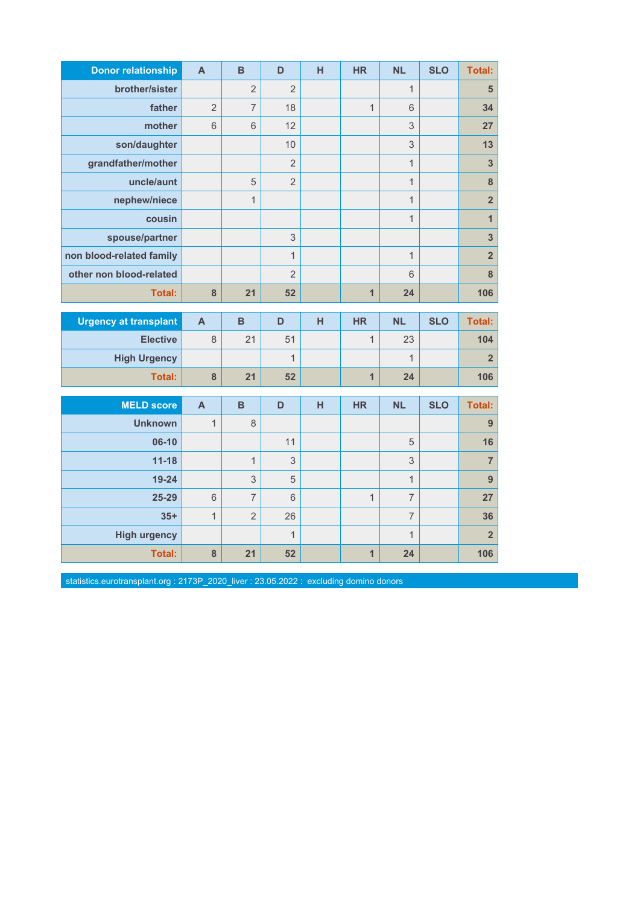| Donor relationship | A | B | D | H | HR | NL | SLO | Total: |
|---|---|---|---|---|---|---|---|---|
| brother/sister | | 2 | 2 | | | 1 | | 5 |
| father | 2 | 7 | 18 | | 1 | 6 | | 34 |
| mother | 6 | 6 | 12 | | | 3 | | 27 |
| son/daughter | | | 10 | | | 3 | | 13 |
| grandfather/mother | | | 2 | | | 1 | | 3 |
| uncle/aunt | | 5 | 2 | | | 1 | | 8 |
| nephew/niece | | 1 | | | | 1 | | 2 |
| cousin | | | | | | 1 | | 1 |
| spouse/partner | | | 3 | | | | | 3 |
| non blood-related family | | | 1 | | | 1 | | 2 |
| other non blood-related | | | 2 | | | 6 | | 8 |
| Total: | 8 | 21 | 52 | | 1 | 24 | | 106 |

| Urgency at transplant | A | B | D | H | HR | NL | SLO | Total: |
|---|---|---|---|---|---|---|---|---|
| Elective | 8 | 21 | 51 | | 1 | 23 | | 104 |
| High Urgency | | | 1 | | | 1 | | 2 |
| Total: | 8 | 21 | 52 | | 1 | 24 | | 106 |

| MELD score | A | B | D | H | HR | NL | SLO | Total: |
|---|---|---|---|---|---|---|---|---|
| Unknown | 1 | 8 | | | | | | 9 |
| 06-10 | | | 11 | | | 5 | | 16 |
| 11-18 | | 1 | 3 | | | 3 | | 7 |
| 19-24 | | 3 | 5 | | | 1 | | 9 |
| 25-29 | 6 | 7 | 6 | | 1 | 7 | | 27 |
| 35+ | 1 | 2 | 26 | | | 7 | | 36 |
| High urgency | | | 1 | | | 1 | | 2 |
| Total: | 8 | 21 | 52 | | 1 | 24 | | 106 |

statistics.eurotransplant.org : 2173P_2020_liver : 23.05.2022 : excluding domino donors